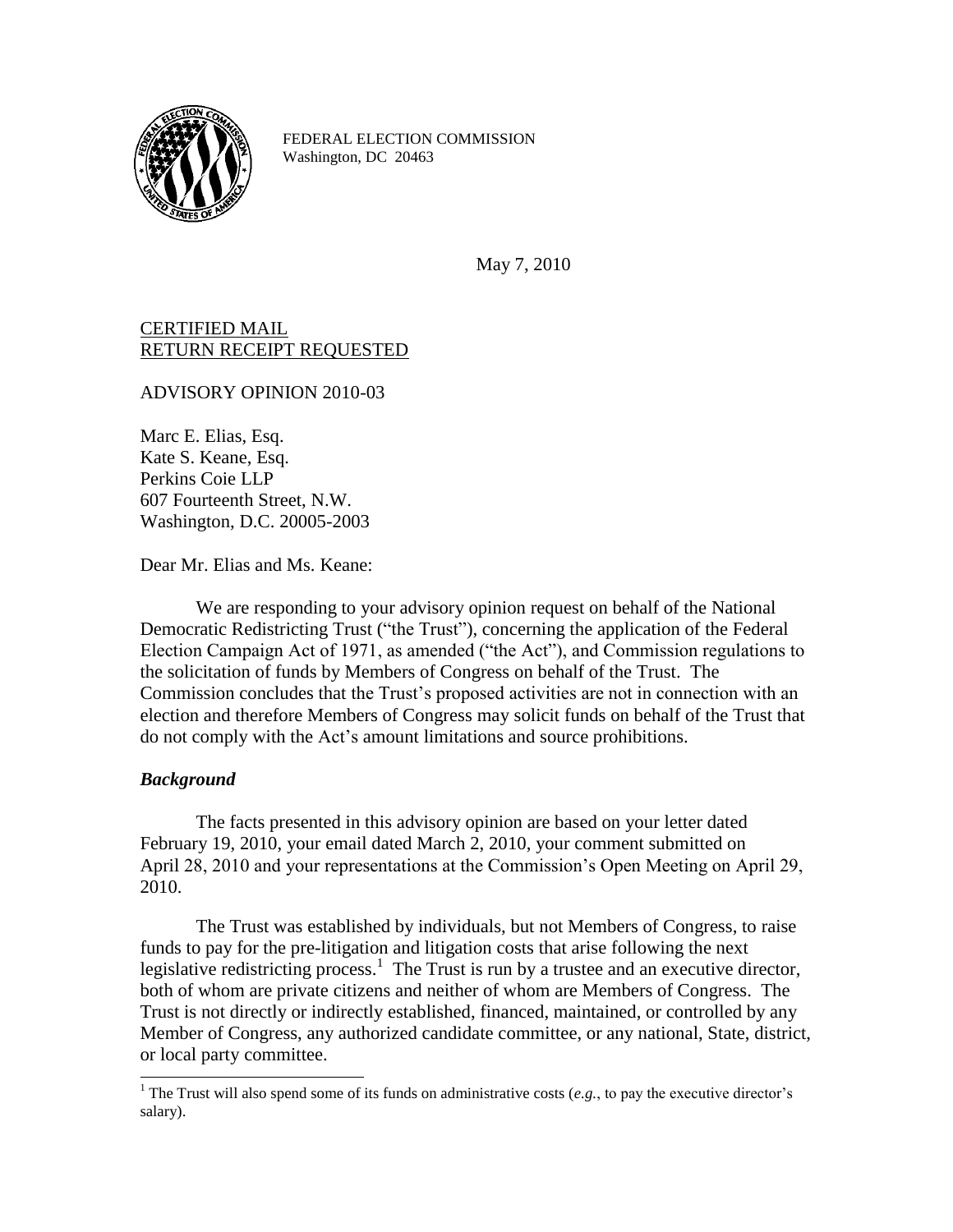FEDERAL ELECTION COMMISSION
Washington, DC 20463

May 7, 2010

CERTIFIED MAIL
RETURN RECEIPT REQUESTED

ADVISORY OPINION 2010-03

Marc E. Elias, Esq.
Kate S. Keane, Esq.
Perkins Coie LLP
607 Fourteenth Street, N.W.
Washington, D.C. 20005-2003

Dear Mr. Elias and Ms. Keane:

We are responding to your advisory opinion request on behalf of the National Democratic Redistricting Trust ("the Trust"), concerning the application of the Federal Election Campaign Act of 1971, as amended ("the Act"), and Commission regulations to the solicitation of funds by Members of Congress on behalf of the Trust. The Commission concludes that the Trust's proposed activities are not in connection with an election and therefore Members of Congress may solicit funds on behalf of the Trust that do not comply with the Act's amount limitations and source prohibitions.

### *Background*

The facts presented in this advisory opinion are based on your letter dated February 19, 2010, your email dated March 2, 2010, your comment submitted on April 28, 2010 and your representations at the Commission's Open Meeting on April 29, 2010.

The Trust was established by individuals, but not Members of Congress, to raise funds to pay for the pre-litigation and litigation costs that arise following the next legislative redistricting process.[1] The Trust is run by a trustee and an executive director, both of whom are private citizens and neither of whom are Members of Congress. The Trust is not directly or indirectly established, financed, maintained, or controlled by any Member of Congress, any authorized candidate committee, or any national, State, district, or local party committee.

[1] The Trust will also spend some of its funds on administrative costs (*e.g.*, to pay the executive director's salary).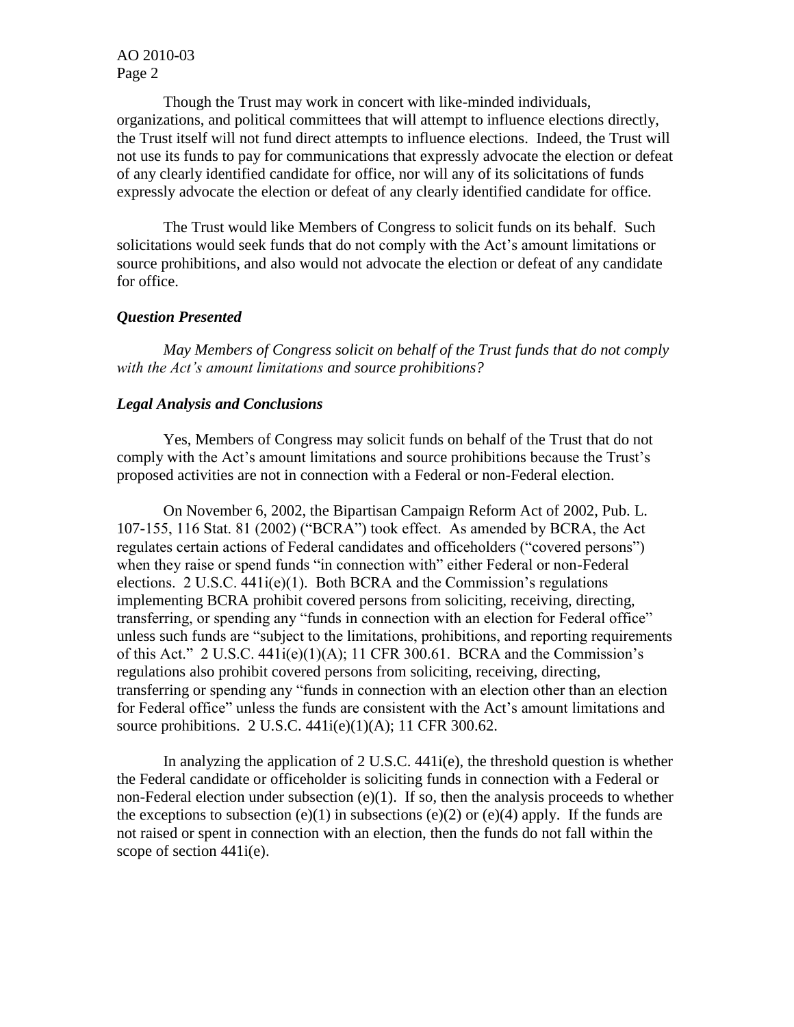Though the Trust may work in concert with like-minded individuals, organizations, and political committees that will attempt to influence elections directly, the Trust itself will not fund direct attempts to influence elections. Indeed, the Trust will not use its funds to pay for communications that expressly advocate the election or defeat of any clearly identified candidate for office, nor will any of its solicitations of funds expressly advocate the election or defeat of any clearly identified candidate for office.

The Trust would like Members of Congress to solicit funds on its behalf. Such solicitations would seek funds that do not comply with the Act's amount limitations or source prohibitions, and also would not advocate the election or defeat of any candidate for office.

### *Question Presented*

*May Members of Congress solicit on behalf of the Trust funds that do not comply with the Act's amount limitations and source prohibitions?*

### *Legal Analysis and Conclusions*

Yes, Members of Congress may solicit funds on behalf of the Trust that do not comply with the Act's amount limitations and source prohibitions because the Trust's proposed activities are not in connection with a Federal or non-Federal election.

On November 6, 2002, the Bipartisan Campaign Reform Act of 2002, Pub. L. 107-155, 116 Stat. 81 (2002) ("BCRA") took effect. As amended by BCRA, the Act regulates certain actions of Federal candidates and officeholders ("covered persons") when they raise or spend funds "in connection with" either Federal or non-Federal elections. 2 U.S.C. 441i(e)(1). Both BCRA and the Commission's regulations implementing BCRA prohibit covered persons from soliciting, receiving, directing, transferring, or spending any "funds in connection with an election for Federal office" unless such funds are "subject to the limitations, prohibitions, and reporting requirements of this Act." 2 U.S.C. 441i(e)(1)(A); 11 CFR 300.61. BCRA and the Commission's regulations also prohibit covered persons from soliciting, receiving, directing, transferring or spending any "funds in connection with an election other than an election for Federal office" unless the funds are consistent with the Act's amount limitations and source prohibitions. 2 U.S.C. 441i(e)(1)(A); 11 CFR 300.62.

In analyzing the application of 2 U.S.C. 441i(e), the threshold question is whether the Federal candidate or officeholder is soliciting funds in connection with a Federal or non-Federal election under subsection (e)(1). If so, then the analysis proceeds to whether the exceptions to subsection (e)(1) in subsections (e)(2) or (e)(4) apply. If the funds are not raised or spent in connection with an election, then the funds do not fall within the scope of section 441i(e).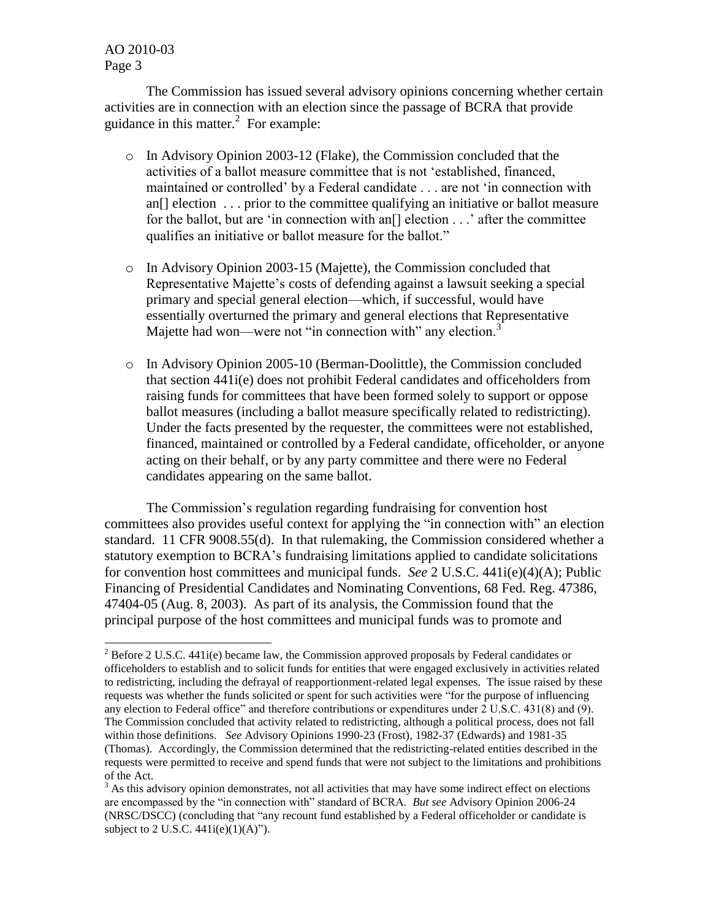The Commission has issued several advisory opinions concerning whether certain activities are in connection with an election since the passage of BCRA that provide guidance in this matter.[2] For example:

- In Advisory Opinion 2003-12 (Flake), the Commission concluded that the activities of a ballot measure committee that is not 'established, financed, maintained or controlled' by a Federal candidate . . . are not 'in connection with an[] election . . . prior to the committee qualifying an initiative or ballot measure for the ballot, but are 'in connection with an[] election . . .' after the committee qualifies an initiative or ballot measure for the ballot."

- In Advisory Opinion 2003-15 (Majette), the Commission concluded that Representative Majette's costs of defending against a lawsuit seeking a special primary and special general election—which, if successful, would have essentially overturned the primary and general elections that Representative Majette had won—were not "in connection with" any election.[3]

- In Advisory Opinion 2005-10 (Berman-Doolittle), the Commission concluded that section 441i(e) does not prohibit Federal candidates and officeholders from raising funds for committees that have been formed solely to support or oppose ballot measures (including a ballot measure specifically related to redistricting). Under the facts presented by the requester, the committees were not established, financed, maintained or controlled by a Federal candidate, officeholder, or anyone acting on their behalf, or by any party committee and there were no Federal candidates appearing on the same ballot.

The Commission's regulation regarding fundraising for convention host committees also provides useful context for applying the "in connection with" an election standard. 11 CFR 9008.55(d). In that rulemaking, the Commission considered whether a statutory exemption to BCRA's fundraising limitations applied to candidate solicitations for convention host committees and municipal funds. *See* 2 U.S.C. 441i(e)(4)(A); Public Financing of Presidential Candidates and Nominating Conventions, 68 Fed. Reg. 47386, 47404-05 (Aug. 8, 2003). As part of its analysis, the Commission found that the principal purpose of the host committees and municipal funds was to promote and

---

[2] Before 2 U.S.C. 441i(e) became law, the Commission approved proposals by Federal candidates or officeholders to establish and to solicit funds for entities that were engaged exclusively in activities related to redistricting, including the defrayal of reapportionment-related legal expenses. The issue raised by these requests was whether the funds solicited or spent for such activities were "for the purpose of influencing any election to Federal office" and therefore contributions or expenditures under 2 U.S.C. 431(8) and (9). The Commission concluded that activity related to redistricting, although a political process, does not fall within those definitions. *See* Advisory Opinions 1990-23 (Frost), 1982-37 (Edwards) and 1981-35 (Thomas). Accordingly, the Commission determined that the redistricting-related entities described in the requests were permitted to receive and spend funds that were not subject to the limitations and prohibitions of the Act.

[3] As this advisory opinion demonstrates, not all activities that may have some indirect effect on elections are encompassed by the "in connection with" standard of BCRA. *But see* Advisory Opinion 2006-24 (NRSC/DSCC) (concluding that "any recount fund established by a Federal officeholder or candidate is subject to 2 U.S.C. 441i(e)(1)(A)").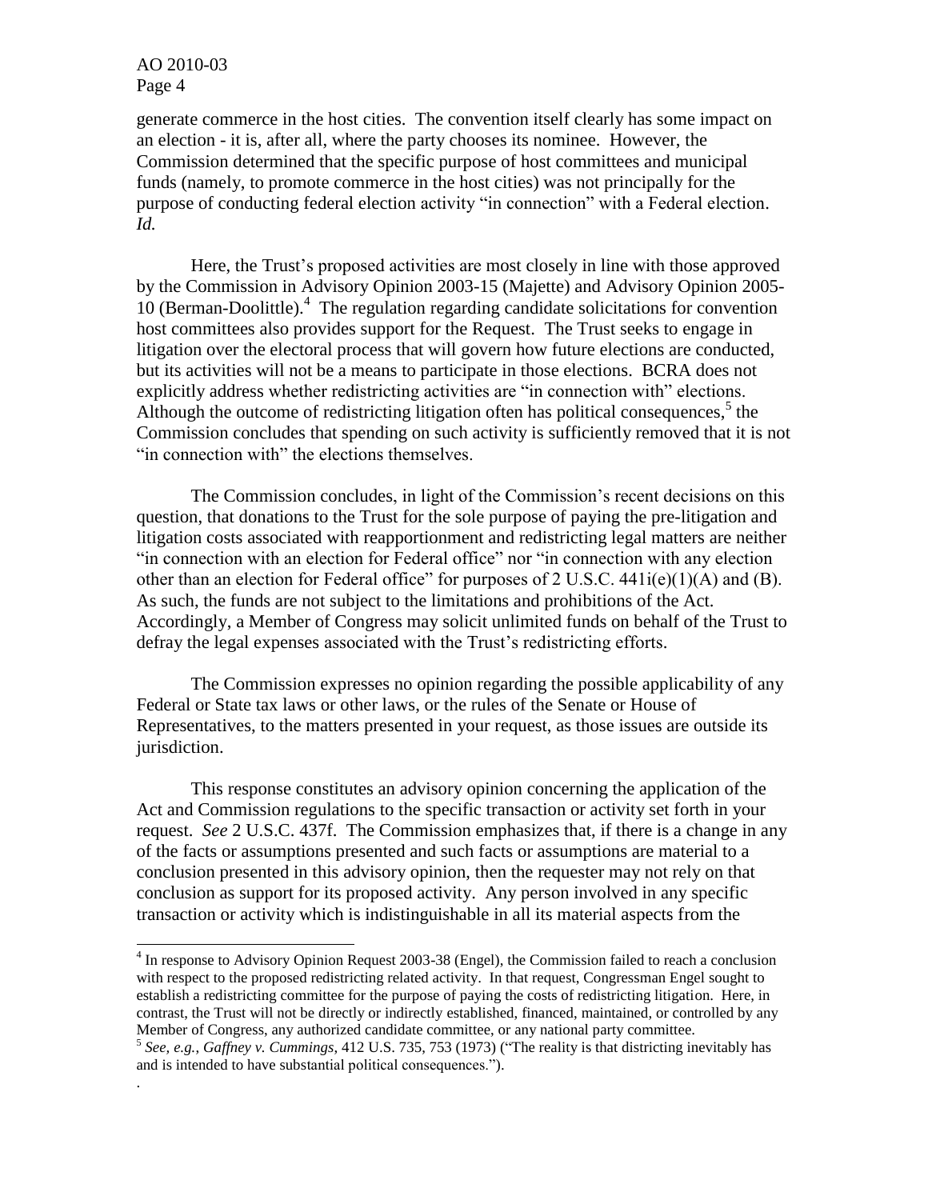generate commerce in the host cities. The convention itself clearly has some impact on an election - it is, after all, where the party chooses its nominee. However, the Commission determined that the specific purpose of host committees and municipal funds (namely, to promote commerce in the host cities) was not principally for the purpose of conducting federal election activity "in connection" with a Federal election. *Id.*

Here, the Trust's proposed activities are most closely in line with those approved by the Commission in Advisory Opinion 2003-15 (Majette) and Advisory Opinion 2005-10 (Berman-Doolittle).[4] The regulation regarding candidate solicitations for convention host committees also provides support for the Request. The Trust seeks to engage in litigation over the electoral process that will govern how future elections are conducted, but its activities will not be a means to participate in those elections. BCRA does not explicitly address whether redistricting activities are "in connection with" elections. Although the outcome of redistricting litigation often has political consequences,[5] the Commission concludes that spending on such activity is sufficiently removed that it is not "in connection with" the elections themselves.

The Commission concludes, in light of the Commission's recent decisions on this question, that donations to the Trust for the sole purpose of paying the pre-litigation and litigation costs associated with reapportionment and redistricting legal matters are neither "in connection with an election for Federal office" nor "in connection with any election other than an election for Federal office" for purposes of 2 U.S.C. 441i(e)(1)(A) and (B). As such, the funds are not subject to the limitations and prohibitions of the Act. Accordingly, a Member of Congress may solicit unlimited funds on behalf of the Trust to defray the legal expenses associated with the Trust's redistricting efforts.

The Commission expresses no opinion regarding the possible applicability of any Federal or State tax laws or other laws, or the rules of the Senate or House of Representatives, to the matters presented in your request, as those issues are outside its jurisdiction.

This response constitutes an advisory opinion concerning the application of the Act and Commission regulations to the specific transaction or activity set forth in your request. *See* 2 U.S.C. 437f. The Commission emphasizes that, if there is a change in any of the facts or assumptions presented and such facts or assumptions are material to a conclusion presented in this advisory opinion, then the requester may not rely on that conclusion as support for its proposed activity. Any person involved in any specific transaction or activity which is indistinguishable in all its material aspects from the

---

[4] In response to Advisory Opinion Request 2003-38 (Engel), the Commission failed to reach a conclusion with respect to the proposed redistricting related activity. In that request, Congressman Engel sought to establish a redistricting committee for the purpose of paying the costs of redistricting litigation. Here, in contrast, the Trust will not be directly or indirectly established, financed, maintained, or controlled by any Member of Congress, any authorized candidate committee, or any national party committee.

[5] *See, e.g., Gaffney v. Cummings*, 412 U.S. 735, 753 (1973) ("The reality is that districting inevitably has and is intended to have substantial political consequences.").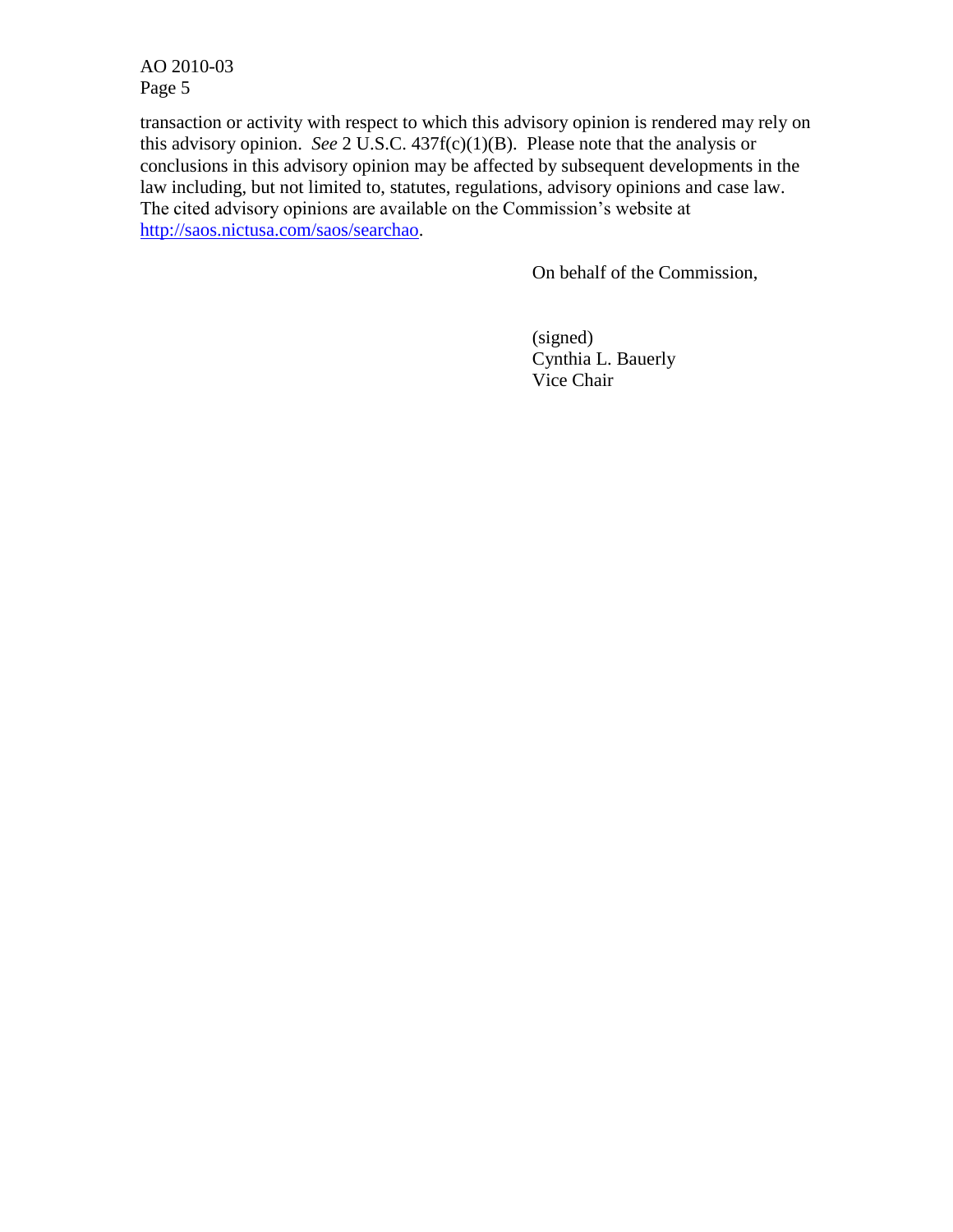transaction or activity with respect to which this advisory opinion is rendered may rely on this advisory opinion. *See* 2 U.S.C. 437f(c)(1)(B). Please note that the analysis or conclusions in this advisory opinion may be affected by subsequent developments in the law including, but not limited to, statutes, regulations, advisory opinions and case law. The cited advisory opinions are available on the Commission's website at http://saos.nictusa.com/saos/searchao.

On behalf of the Commission,

(signed)
Cynthia L. Bauerly
Vice Chair